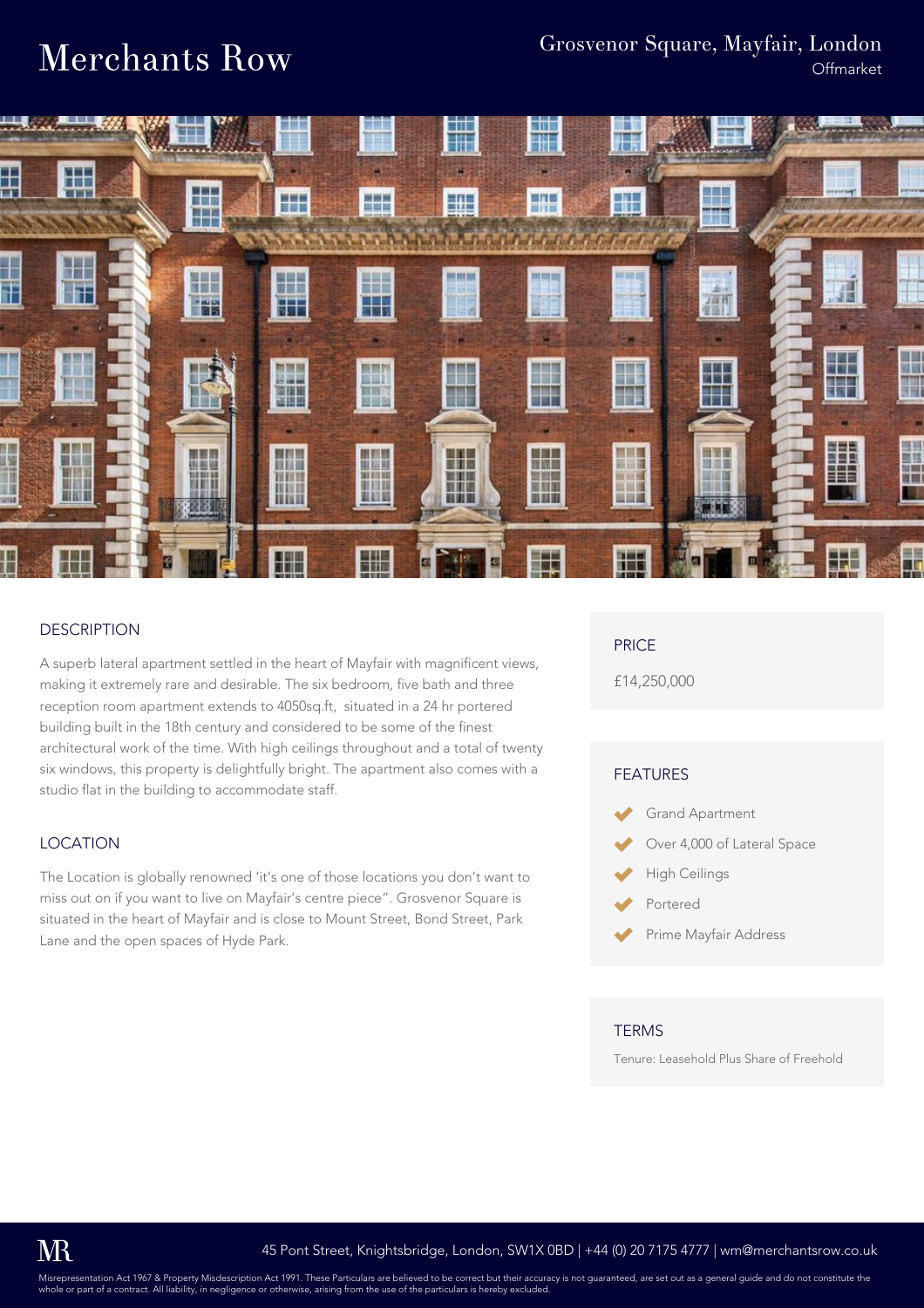# Merchants Row

Grosvenor Square, Mayfair, London
Offmarket

## DESCRIPTION

A superb lateral apartment settled in the heart of Mayfair with magnificent views, making it extremely rare and desirable. The six bedroom, five bath and three reception room apartment extends to 4050sq.ft, situated in a 24 hr portered building built in the 18th century and considered to be some of the finest architectural work of the time. With high ceilings throughout and a total of twenty six windows, this property is delightfully bright. The apartment also comes with a studio flat in the building to accommodate staff.

## LOCATION

The Location is globally renowned 'it's one of those locations you don't want to miss out on if you want to live on Mayfair's centre piece". Grosvenor Square is situated in the heart of Mayfair and is close to Mount Street, Bond Street, Park Lane and the open spaces of Hyde Park.

## PRICE

£14,250,000

## FEATURES

- Grand Apartment
- Over 4,000 of Lateral Space
- High Ceilings
- Portered
- Prime Mayfair Address

## TERMS

Tenure: Leasehold Plus Share of Freehold

MR

45 Pont Street, Knightsbridge, London, SW1X 0BD | +44 (0) 20 7175 4777 | wm@merchantsrow.co.uk

Misrepresentation Act 1967 & Property Misdescription Act 1991. These Particulars are believed to be correct but their accuracy is not guaranteed, are set out as a general guide and do not constitute the whole or part of a contract. All liability, in negligence or otherwise, arising from the use of the particulars is hereby excluded.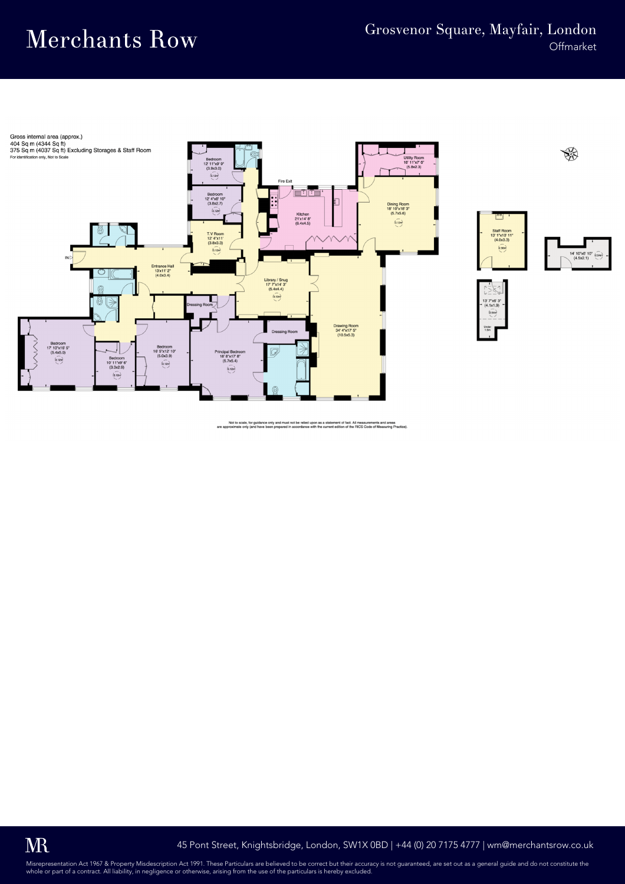# Merchants Row

Grosvenor Square, Mayfair, London

Offmarket

Gross internal area (approx.)
404 Sq m (4344 Sq ft)
375 Sq m (4037 Sq ft) Excluding Storages & Staff Room
For identification only, Not to Scale

Bedroom
12' 11"x9' 9"
(3.9x3.0)

Bedroom
12' 4"x8' 10"
(3.8x2.7)

T.V Room
12' 4"x11'
(3.8x3.3)

Fire Exit

Kitchen
21'x14' 8"
(6.4x4.5)

Utility Room
18' 11"x7' 6"
(5.8x2.3)

Dining Room
18' 10"x18' 3"
(5.7x5.6)

IN

Entrance Hall
13'x11' 2"
(4.0x3.4)

Library / Snug
17' 7"x14' 3"
(5.4x4.4)

Dressing Room

Dressing Room

Drawing Room
34' 4"x17' 5"
(10.5x5.3)

Bedroom
17' 10"x16' 5"
(5.4x5.0)

Bedroom
10' 11"x9' 6"
(3.3x2.9)

Bedroom
16' 5"x12' 10"
(5.0x3.9)

Principal Bedroom
18' 8"x17' 8"
(5.7x5.4)

Staff Room
13' 1"x10' 11"
(4.0x3.3)

14' 10"x6' 10"
(4.5x2.1)

13' 7"x6' 3"
(4.1x1.9)

Under 1.5m

Not to scale, for guidance only and must not be relied upon as a statement of fact. All measurements and areas are approximate only (and have been prepared in accordance with the current edition of the RICS Code of Measuring Practice).

MR

45 Pont Street, Knightsbridge, London, SW1X 0BD | +44 (0) 20 7175 4777 | wm@merchantsrow.co.uk

Misrepresentation Act 1967 & Property Misdescription Act 1991. These Particulars are believed to be correct but their accuracy is not guaranteed, are set out as a general guide and do not constitute the whole or part of a contract. All liability, in negligence or otherwise, arising from the use of the particulars is hereby excluded.